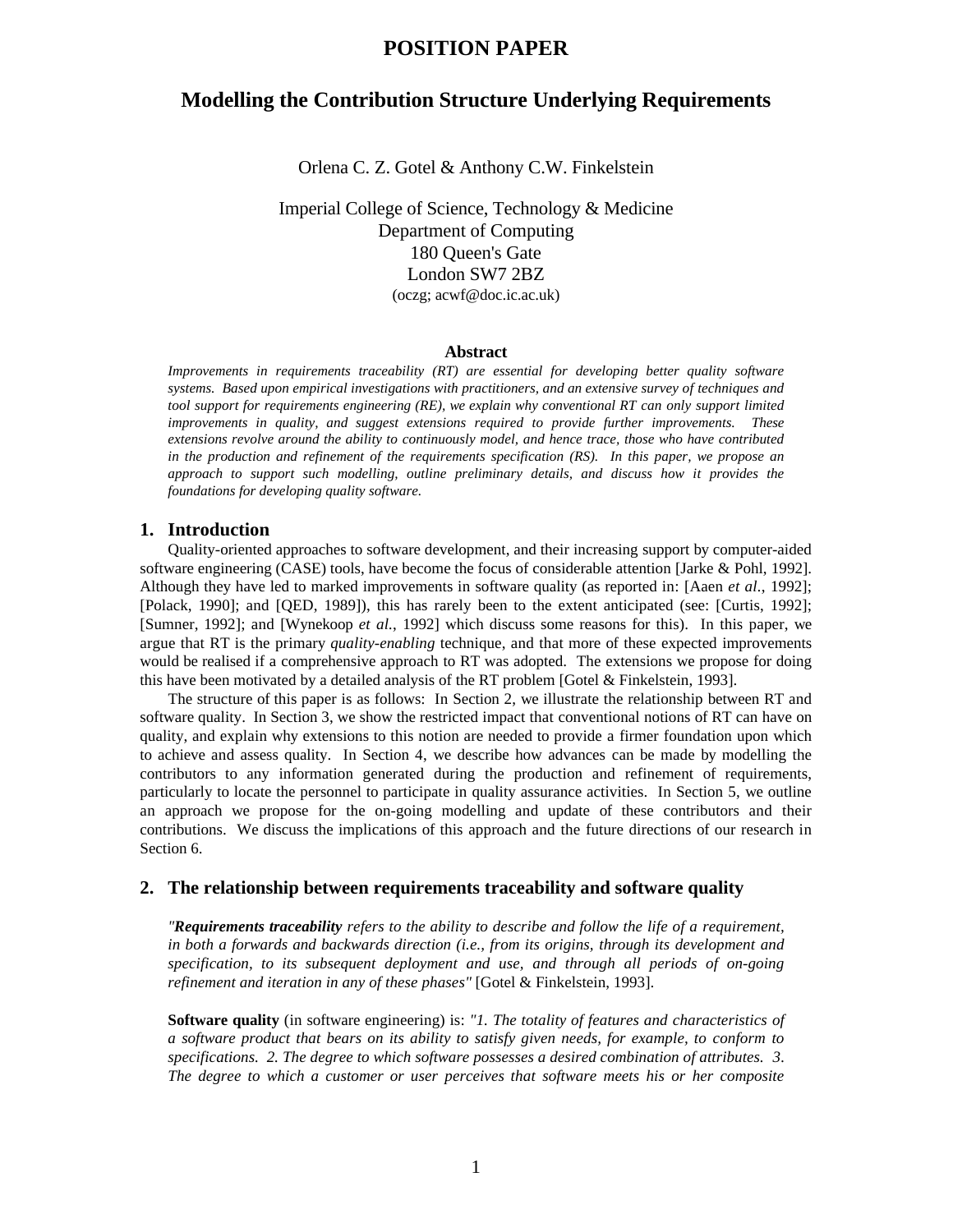# POSITION PAPER

## Modelling the Contribution Structure Underlying Requirements

Orlena C. Z. Gotel & Anthony C.W. Finkelstein

Imperial College of Science, Technology & Medicine
Department of Computing
180 Queen's Gate
London SW7 2BZ
(oczg; acwf@doc.ic.ac.uk)

### Abstract

*Improvements in requirements traceability (RT) are essential for developing better quality software systems. Based upon empirical investigations with practitioners, and an extensive survey of techniques and tool support for requirements engineering (RE), we explain why conventional RT can only support limited improvements in quality, and suggest extensions required to provide further improvements. These extensions revolve around the ability to continuously model, and hence trace, those who have contributed in the production and refinement of the requirements specification (RS). In this paper, we propose an approach to support such modelling, outline preliminary details, and discuss how it provides the foundations for developing quality software.*

## 1. Introduction

Quality-oriented approaches to software development, and their increasing support by computer-aided software engineering (CASE) tools, have become the focus of considerable attention [Jarke & Pohl, 1992]. Although they have led to marked improvements in software quality (as reported in: [Aaen *et al.*, 1992]; [Polack, 1990]; and [QED, 1989]), this has rarely been to the extent anticipated (see: [Curtis, 1992]; [Sumner, 1992]; and [Wynekoop *et al.*, 1992] which discuss some reasons for this). In this paper, we argue that RT is the primary *quality-enabling* technique, and that more of these expected improvements would be realised if a comprehensive approach to RT was adopted. The extensions we propose for doing this have been motivated by a detailed analysis of the RT problem [Gotel & Finkelstein, 1993].

The structure of this paper is as follows: In Section 2, we illustrate the relationship between RT and software quality. In Section 3, we show the restricted impact that conventional notions of RT can have on quality, and explain why extensions to this notion are needed to provide a firmer foundation upon which to achieve and assess quality. In Section 4, we describe how advances can be made by modelling the contributors to any information generated during the production and refinement of requirements, particularly to locate the personnel to participate in quality assurance activities. In Section 5, we outline an approach we propose for the on-going modelling and update of these contributors and their contributions. We discuss the implications of this approach and the future directions of our research in Section 6.

## 2. The relationship between requirements traceability and software quality

*"**Requirements traceability** refers to the ability to describe and follow the life of a requirement, in both a forwards and backwards direction (i.e., from its origins, through its development and specification, to its subsequent deployment and use, and through all periods of on-going refinement and iteration in any of these phases"* [Gotel & Finkelstein, 1993].

**Software quality** (in software engineering) is: *"1. The totality of features and characteristics of a software product that bears on its ability to satisfy given needs, for example, to conform to specifications. 2. The degree to which software possesses a desired combination of attributes. 3. The degree to which a customer or user perceives that software meets his or her composite*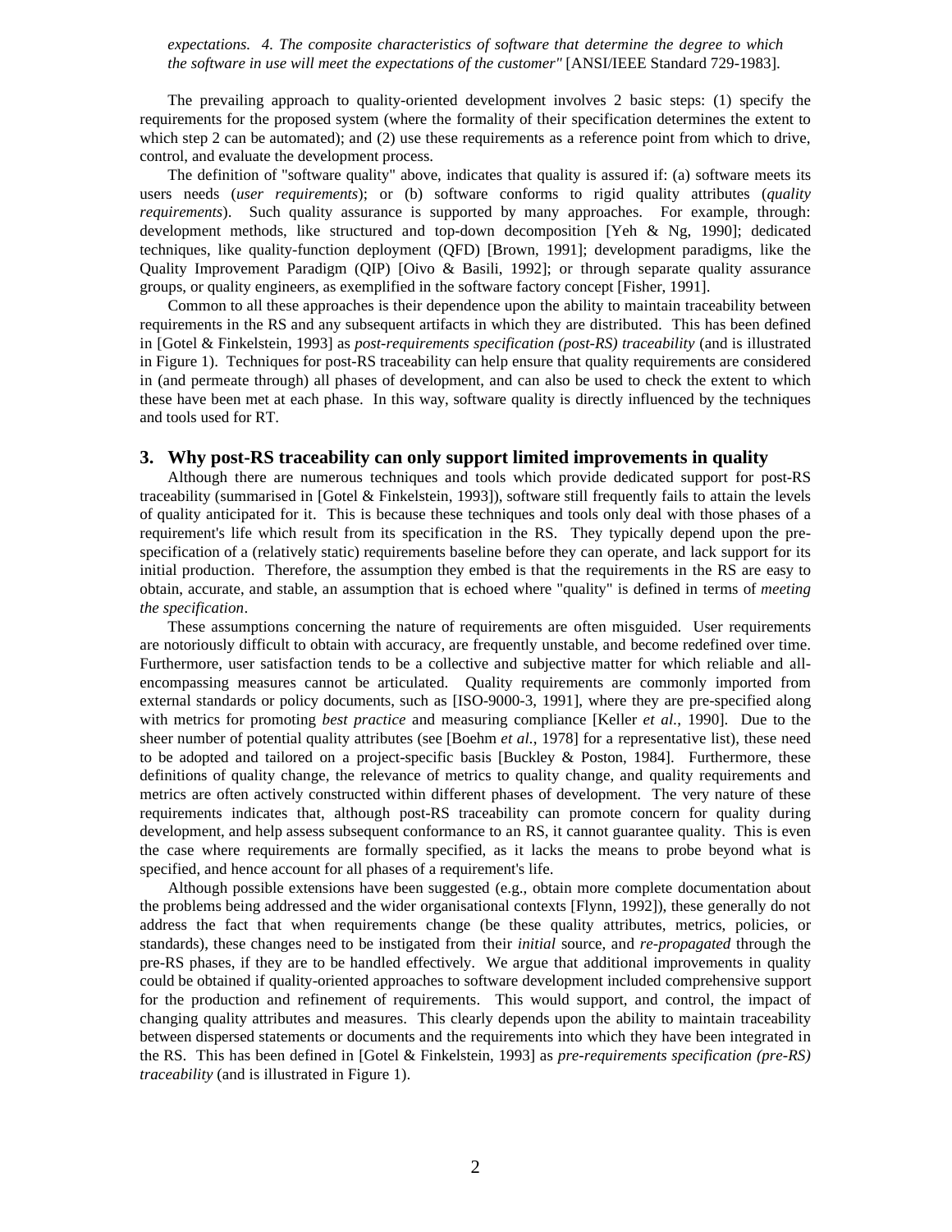*expectations. 4. The composite characteristics of software that determine the degree to which the software in use will meet the expectations of the customer"* [ANSI/IEEE Standard 729-1983].

The prevailing approach to quality-oriented development involves 2 basic steps: (1) specify the requirements for the proposed system (where the formality of their specification determines the extent to which step 2 can be automated); and (2) use these requirements as a reference point from which to drive, control, and evaluate the development process.

The definition of "software quality" above, indicates that quality is assured if: (a) software meets its users needs (*user requirements*); or (b) software conforms to rigid quality attributes (*quality requirements*). Such quality assurance is supported by many approaches. For example, through: development methods, like structured and top-down decomposition [Yeh & Ng, 1990]; dedicated techniques, like quality-function deployment (QFD) [Brown, 1991]; development paradigms, like the Quality Improvement Paradigm (QIP) [Oivo & Basili, 1992]; or through separate quality assurance groups, or quality engineers, as exemplified in the software factory concept [Fisher, 1991].

Common to all these approaches is their dependence upon the ability to maintain traceability between requirements in the RS and any subsequent artifacts in which they are distributed. This has been defined in [Gotel & Finkelstein, 1993] as *post-requirements specification (post-RS) traceability* (and is illustrated in Figure 1). Techniques for post-RS traceability can help ensure that quality requirements are considered in (and permeate through) all phases of development, and can also be used to check the extent to which these have been met at each phase. In this way, software quality is directly influenced by the techniques and tools used for RT.

## 3. Why post-RS traceability can only support limited improvements in quality

Although there are numerous techniques and tools which provide dedicated support for post-RS traceability (summarised in [Gotel & Finkelstein, 1993]), software still frequently fails to attain the levels of quality anticipated for it. This is because these techniques and tools only deal with those phases of a requirement's life which result from its specification in the RS. They typically depend upon the pre-specification of a (relatively static) requirements baseline before they can operate, and lack support for its initial production. Therefore, the assumption they embed is that the requirements in the RS are easy to obtain, accurate, and stable, an assumption that is echoed where "quality" is defined in terms of *meeting the specification*.

These assumptions concerning the nature of requirements are often misguided. User requirements are notoriously difficult to obtain with accuracy, are frequently unstable, and become redefined over time. Furthermore, user satisfaction tends to be a collective and subjective matter for which reliable and all-encompassing measures cannot be articulated. Quality requirements are commonly imported from external standards or policy documents, such as [ISO-9000-3, 1991], where they are pre-specified along with metrics for promoting *best practice* and measuring compliance [Keller *et al.*, 1990]. Due to the sheer number of potential quality attributes (see [Boehm *et al.*, 1978] for a representative list), these need to be adopted and tailored on a project-specific basis [Buckley & Poston, 1984]. Furthermore, these definitions of quality change, the relevance of metrics to quality change, and quality requirements and metrics are often actively constructed within different phases of development. The very nature of these requirements indicates that, although post-RS traceability can promote concern for quality during development, and help assess subsequent conformance to an RS, it cannot guarantee quality. This is even the case where requirements are formally specified, as it lacks the means to probe beyond what is specified, and hence account for all phases of a requirement's life.

Although possible extensions have been suggested (e.g., obtain more complete documentation about the problems being addressed and the wider organisational contexts [Flynn, 1992]), these generally do not address the fact that when requirements change (be these quality attributes, metrics, policies, or standards), these changes need to be instigated from their *initial* source, and *re-propagated* through the pre-RS phases, if they are to be handled effectively. We argue that additional improvements in quality could be obtained if quality-oriented approaches to software development included comprehensive support for the production and refinement of requirements. This would support, and control, the impact of changing quality attributes and measures. This clearly depends upon the ability to maintain traceability between dispersed statements or documents and the requirements into which they have been integrated in the RS. This has been defined in [Gotel & Finkelstein, 1993] as *pre-requirements specification (pre-RS) traceability* (and is illustrated in Figure 1).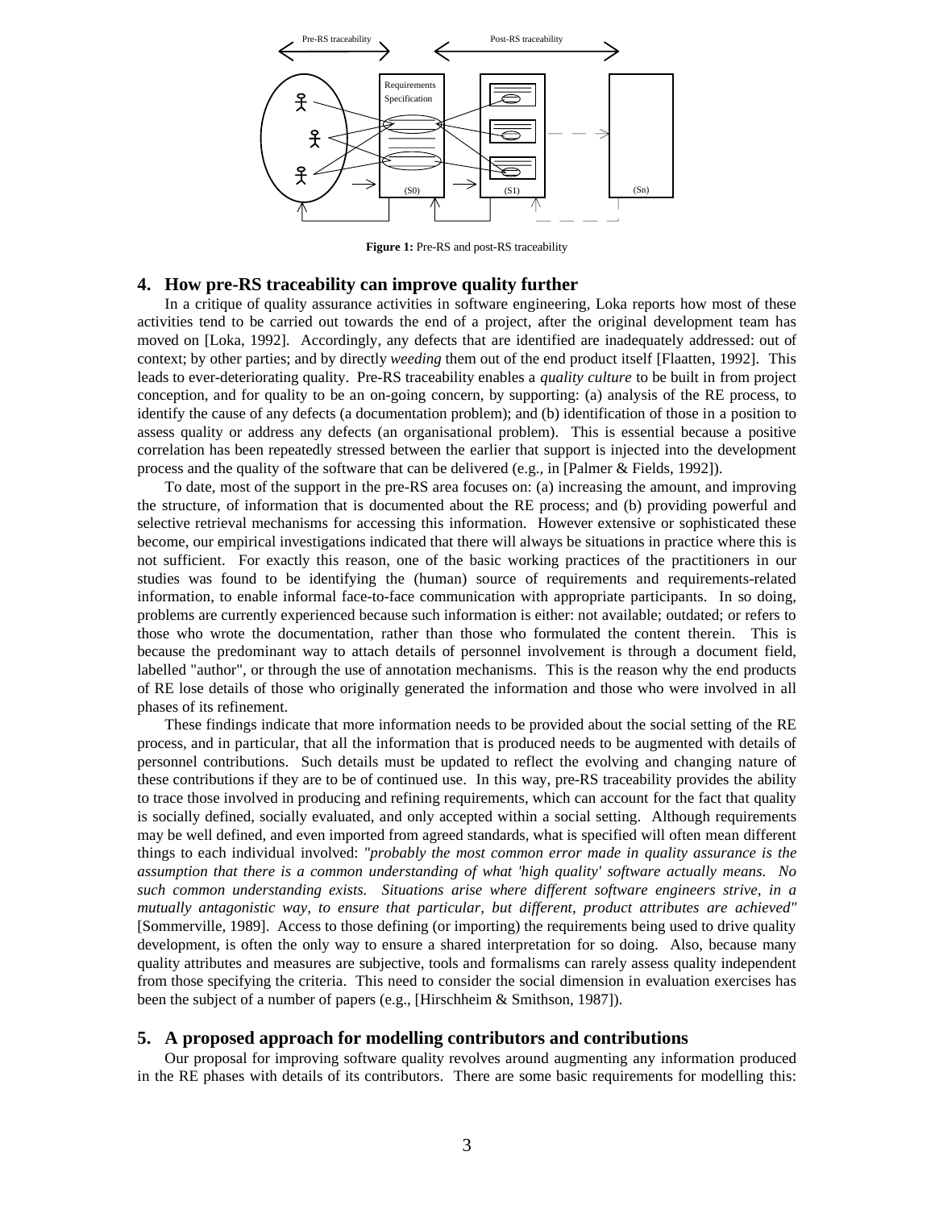Figure 1: Pre-RS and post-RS traceability

## 4. How pre-RS traceability can improve quality further

In a critique of quality assurance activities in software engineering, Loka reports how most of these activities tend to be carried out towards the end of a project, after the original development team has moved on [Loka, 1992]. Accordingly, any defects that are identified are inadequately addressed: out of context; by other parties; and by directly *weeding* them out of the end product itself [Flaatten, 1992]. This leads to ever-deteriorating quality. Pre-RS traceability enables a *quality culture* to be built in from project conception, and for quality to be an on-going concern, by supporting: (a) analysis of the RE process, to identify the cause of any defects (a documentation problem); and (b) identification of those in a position to assess quality or address any defects (an organisational problem). This is essential because a positive correlation has been repeatedly stressed between the earlier that support is injected into the development process and the quality of the software that can be delivered (e.g., in [Palmer & Fields, 1992]).

To date, most of the support in the pre-RS area focuses on: (a) increasing the amount, and improving the structure, of information that is documented about the RE process; and (b) providing powerful and selective retrieval mechanisms for accessing this information. However extensive or sophisticated these become, our empirical investigations indicated that there will always be situations in practice where this is not sufficient. For exactly this reason, one of the basic working practices of the practitioners in our studies was found to be identifying the (human) source of requirements and requirements-related information, to enable informal face-to-face communication with appropriate participants. In so doing, problems are currently experienced because such information is either: not available; outdated; or refers to those who wrote the documentation, rather than those who formulated the content therein. This is because the predominant way to attach details of personnel involvement is through a document field, labelled "author", or through the use of annotation mechanisms. This is the reason why the end products of RE lose details of those who originally generated the information and those who were involved in all phases of its refinement.

These findings indicate that more information needs to be provided about the social setting of the RE process, and in particular, that all the information that is produced needs to be augmented with details of personnel contributions. Such details must be updated to reflect the evolving and changing nature of these contributions if they are to be of continued use. In this way, pre-RS traceability provides the ability to trace those involved in producing and refining requirements, which can account for the fact that quality is socially defined, socially evaluated, and only accepted within a social setting. Although requirements may be well defined, and even imported from agreed standards, what is specified will often mean different things to each individual involved: *"probably the most common error made in quality assurance is the assumption that there is a common understanding of what 'high quality' software actually means. No such common understanding exists. Situations arise where different software engineers strive, in a mutually antagonistic way, to ensure that particular, but different, product attributes are achieved"* [Sommerville, 1989]. Access to those defining (or importing) the requirements being used to drive quality development, is often the only way to ensure a shared interpretation for so doing. Also, because many quality attributes and measures are subjective, tools and formalisms can rarely assess quality independent from those specifying the criteria. This need to consider the social dimension in evaluation exercises has been the subject of a number of papers (e.g., [Hirschheim & Smithson, 1987]).

## 5. A proposed approach for modelling contributors and contributions

Our proposal for improving software quality revolves around augmenting any information produced in the RE phases with details of its contributors. There are some basic requirements for modelling this: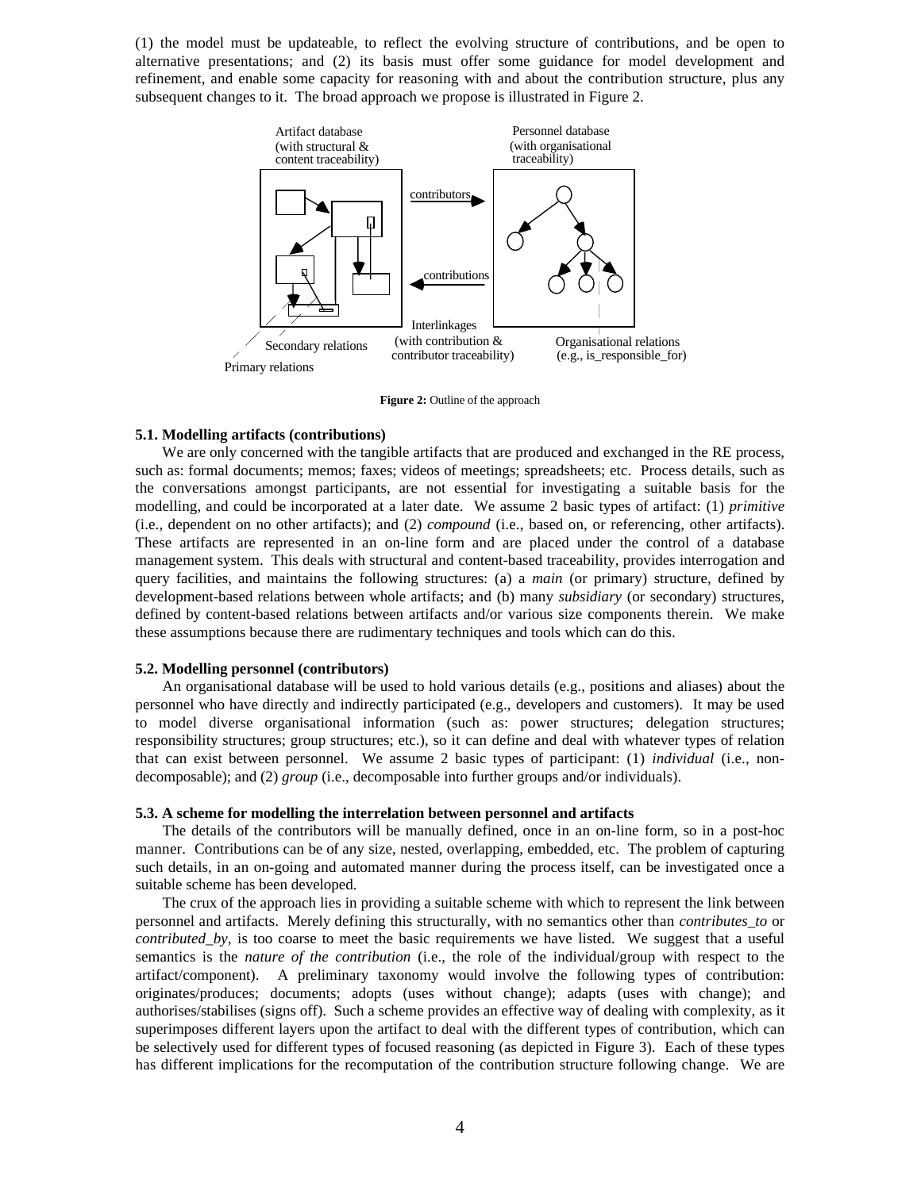(1) the model must be updateable, to reflect the evolving structure of contributions, and be open to alternative presentations; and (2) its basis must offer some guidance for model development and refinement, and enable some capacity for reasoning with and about the contribution structure, plus any subsequent changes to it. The broad approach we propose is illustrated in Figure 2.

**Figure 2:** Outline of the approach

### 5.1. Modelling artifacts (contributions)

We are only concerned with the tangible artifacts that are produced and exchanged in the RE process, such as: formal documents; memos; faxes; videos of meetings; spreadsheets; etc. Process details, such as the conversations amongst participants, are not essential for investigating a suitable basis for the modelling, and could be incorporated at a later date. We assume 2 basic types of artifact: (1) *primitive* (i.e., dependent on no other artifacts); and (2) *compound* (i.e., based on, or referencing, other artifacts). These artifacts are represented in an on-line form and are placed under the control of a database management system. This deals with structural and content-based traceability, provides interrogation and query facilities, and maintains the following structures: (a) a *main* (or primary) structure, defined by development-based relations between whole artifacts; and (b) many *subsidiary* (or secondary) structures, defined by content-based relations between artifacts and/or various size components therein. We make these assumptions because there are rudimentary techniques and tools which can do this.

### 5.2. Modelling personnel (contributors)

An organisational database will be used to hold various details (e.g., positions and aliases) about the personnel who have directly and indirectly participated (e.g., developers and customers). It may be used to model diverse organisational information (such as: power structures; delegation structures; responsibility structures; group structures; etc.), so it can define and deal with whatever types of relation that can exist between personnel. We assume 2 basic types of participant: (1) *individual* (i.e., non-decomposable); and (2) *group* (i.e., decomposable into further groups and/or individuals).

### 5.3. A scheme for modelling the interrelation between personnel and artifacts

The details of the contributors will be manually defined, once in an on-line form, so in a post-hoc manner. Contributions can be of any size, nested, overlapping, embedded, etc. The problem of capturing such details, in an on-going and automated manner during the process itself, can be investigated once a suitable scheme has been developed.

The crux of the approach lies in providing a suitable scheme with which to represent the link between personnel and artifacts. Merely defining this structurally, with no semantics other than *contributes_to* or *contributed_by*, is too coarse to meet the basic requirements we have listed. We suggest that a useful semantics is the *nature of the contribution* (i.e., the role of the individual/group with respect to the artifact/component). A preliminary taxonomy would involve the following types of contribution: originates/produces; documents; adopts (uses without change); adapts (uses with change); and authorises/stabilises (signs off). Such a scheme provides an effective way of dealing with complexity, as it superimposes different layers upon the artifact to deal with the different types of contribution, which can be selectively used for different types of focused reasoning (as depicted in Figure 3). Each of these types has different implications for the recomputation of the contribution structure following change. We are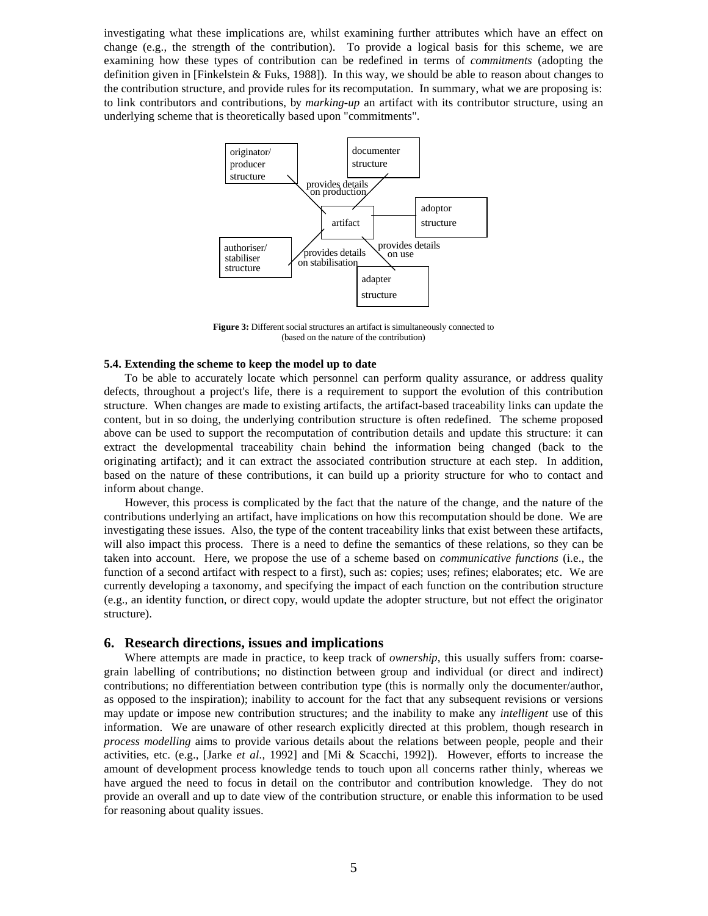investigating what these implications are, whilst examining further attributes which have an effect on change (e.g., the strength of the contribution). To provide a logical basis for this scheme, we are examining how these types of contribution can be redefined in terms of *commitments* (adopting the definition given in [Finkelstein & Fuks, 1988]). In this way, we should be able to reason about changes to the contribution structure, and provide rules for its recomputation. In summary, what we are proposing is: to link contributors and contributions, by *marking-up* an artifact with its contributor structure, using an underlying scheme that is theoretically based upon "commitments".

**Figure 3:** Different social structures an artifact is simultaneously connected to (based on the nature of the contribution)

### 5.4. Extending the scheme to keep the model up to date

To be able to accurately locate which personnel can perform quality assurance, or address quality defects, throughout a project's life, there is a requirement to support the evolution of this contribution structure. When changes are made to existing artifacts, the artifact-based traceability links can update the content, but in so doing, the underlying contribution structure is often redefined. The scheme proposed above can be used to support the recomputation of contribution details and update this structure: it can extract the developmental traceability chain behind the information being changed (back to the originating artifact); and it can extract the associated contribution structure at each step. In addition, based on the nature of these contributions, it can build up a priority structure for who to contact and inform about change.

However, this process is complicated by the fact that the nature of the change, and the nature of the contributions underlying an artifact, have implications on how this recomputation should be done. We are investigating these issues. Also, the type of the content traceability links that exist between these artifacts, will also impact this process. There is a need to define the semantics of these relations, so they can be taken into account. Here, we propose the use of a scheme based on *communicative functions* (i.e., the function of a second artifact with respect to a first), such as: copies; uses; refines; elaborates; etc. We are currently developing a taxonomy, and specifying the impact of each function on the contribution structure (e.g., an identity function, or direct copy, would update the adopter structure, but not effect the originator structure).

## 6. Research directions, issues and implications

Where attempts are made in practice, to keep track of *ownership*, this usually suffers from: coarse-grain labelling of contributions; no distinction between group and individual (or direct and indirect) contributions; no differentiation between contribution type (this is normally only the documenter/author, as opposed to the inspiration); inability to account for the fact that any subsequent revisions or versions may update or impose new contribution structures; and the inability to make any *intelligent* use of this information. We are unaware of other research explicitly directed at this problem, though research in *process modelling* aims to provide various details about the relations between people, people and their activities, etc. (e.g., [Jarke *et al.*, 1992] and [Mi & Scacchi, 1992]). However, efforts to increase the amount of development process knowledge tends to touch upon all concerns rather thinly, whereas we have argued the need to focus in detail on the contributor and contribution knowledge. They do not provide an overall and up to date view of the contribution structure, or enable this information to be used for reasoning about quality issues.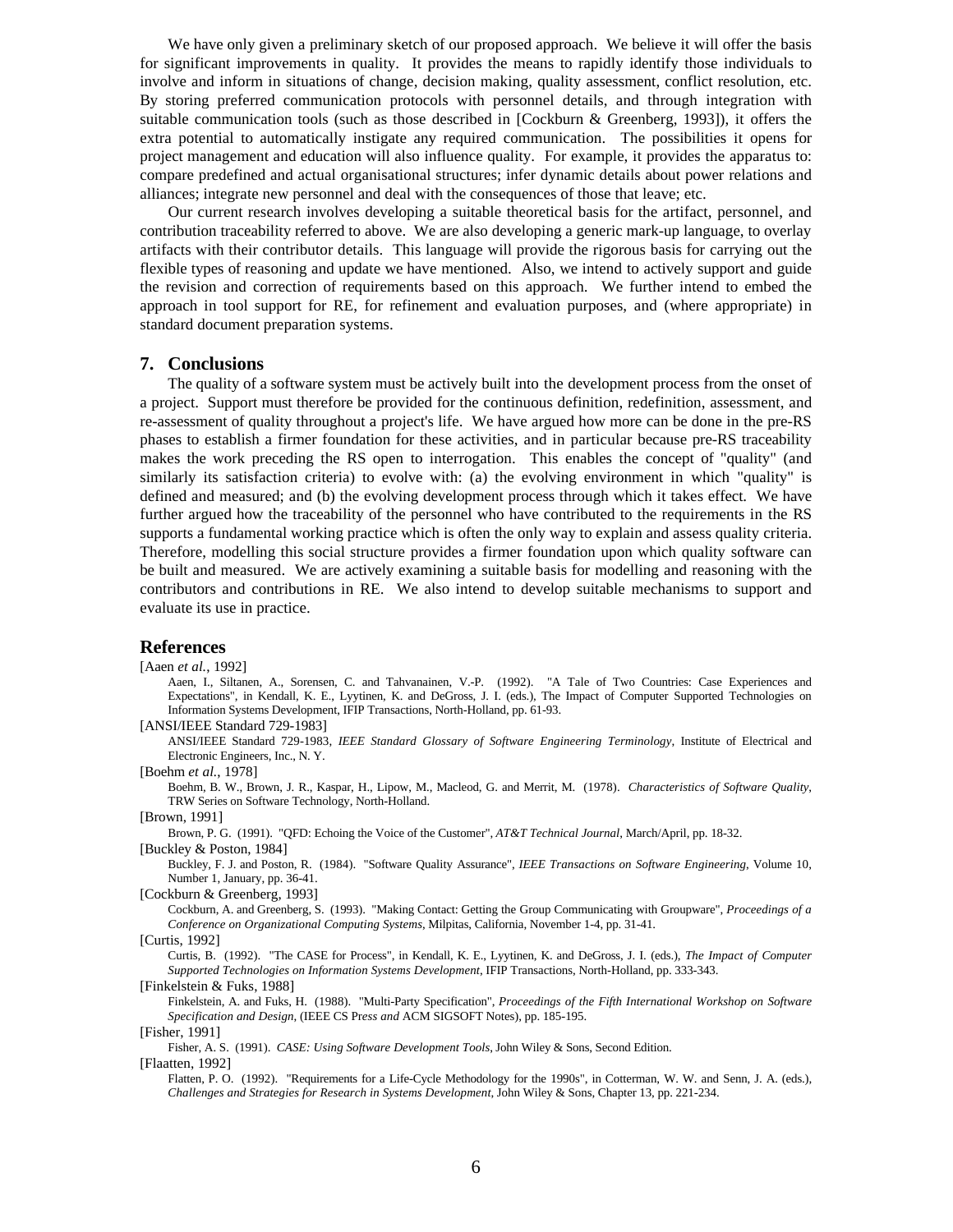We have only given a preliminary sketch of our proposed approach. We believe it will offer the basis for significant improvements in quality. It provides the means to rapidly identify those individuals to involve and inform in situations of change, decision making, quality assessment, conflict resolution, etc. By storing preferred communication protocols with personnel details, and through integration with suitable communication tools (such as those described in [Cockburn & Greenberg, 1993]), it offers the extra potential to automatically instigate any required communication. The possibilities it opens for project management and education will also influence quality. For example, it provides the apparatus to: compare predefined and actual organisational structures; infer dynamic details about power relations and alliances; integrate new personnel and deal with the consequences of those that leave; etc.

Our current research involves developing a suitable theoretical basis for the artifact, personnel, and contribution traceability referred to above. We are also developing a generic mark-up language, to overlay artifacts with their contributor details. This language will provide the rigorous basis for carrying out the flexible types of reasoning and update we have mentioned. Also, we intend to actively support and guide the revision and correction of requirements based on this approach. We further intend to embed the approach in tool support for RE, for refinement and evaluation purposes, and (where appropriate) in standard document preparation systems.

## 7. Conclusions

The quality of a software system must be actively built into the development process from the onset of a project. Support must therefore be provided for the continuous definition, redefinition, assessment, and re-assessment of quality throughout a project's life. We have argued how more can be done in the pre-RS phases to establish a firmer foundation for these activities, and in particular because pre-RS traceability makes the work preceding the RS open to interrogation. This enables the concept of "quality" (and similarly its satisfaction criteria) to evolve with: (a) the evolving environment in which "quality" is defined and measured; and (b) the evolving development process through which it takes effect. We have further argued how the traceability of the personnel who have contributed to the requirements in the RS supports a fundamental working practice which is often the only way to explain and assess quality criteria. Therefore, modelling this social structure provides a firmer foundation upon which quality software can be built and measured. We are actively examining a suitable basis for modelling and reasoning with the contributors and contributions in RE. We also intend to develop suitable mechanisms to support and evaluate its use in practice.

## References

[Aaen *et al.*, 1992]
Aaen, I., Siltanen, A., Sorensen, C. and Tahvanainen, V.-P. (1992). "A Tale of Two Countries: Case Experiences and Expectations", in Kendall, K. E., Lyytinen, K. and DeGross, J. I. (eds.), The Impact of Computer Supported Technologies on Information Systems Development, IFIP Transactions, North-Holland, pp. 61-93.

[ANSI/IEEE Standard 729-1983]
ANSI/IEEE Standard 729-1983, *IEEE Standard Glossary of Software Engineering Terminology*, Institute of Electrical and Electronic Engineers, Inc., N. Y.

[Boehm *et al.*, 1978]
Boehm, B. W., Brown, J. R., Kaspar, H., Lipow, M., Macleod, G. and Merrit, M. (1978). *Characteristics of Software Quality*, TRW Series on Software Technology, North-Holland.

[Brown, 1991]
Brown, P. G. (1991). "QFD: Echoing the Voice of the Customer", *AT&T Technical Journal*, March/April, pp. 18-32.

[Buckley & Poston, 1984]
Buckley, F. J. and Poston, R. (1984). "Software Quality Assurance", *IEEE Transactions on Software Engineering*, Volume 10, Number 1, January, pp. 36-41.

[Cockburn & Greenberg, 1993]
Cockburn, A. and Greenberg, S. (1993). "Making Contact: Getting the Group Communicating with Groupware", *Proceedings of a Conference on Organizational Computing Systems*, Milpitas, California, November 1-4, pp. 31-41.

[Curtis, 1992]
Curtis, B. (1992). "The CASE for Process", in Kendall, K. E., Lyytinen, K. and DeGross, J. I. (eds.), *The Impact of Computer Supported Technologies on Information Systems Development*, IFIP Transactions, North-Holland, pp. 333-343.

[Finkelstein & Fuks, 1988]
Finkelstein, A. and Fuks, H. (1988). "Multi-Party Specification", *Proceedings of the Fifth International Workshop on Software Specification and Design*, (IEEE CS Press and ACM SIGSOFT Notes), pp. 185-195.

[Fisher, 1991]
Fisher, A. S. (1991). *CASE: Using Software Development Tools*, John Wiley & Sons, Second Edition.

[Flaatten, 1992]
Flatten, P. O. (1992). "Requirements for a Life-Cycle Methodology for the 1990s", in Cotterman, W. W. and Senn, J. A. (eds.), *Challenges and Strategies for Research in Systems Development*, John Wiley & Sons, Chapter 13, pp. 221-234.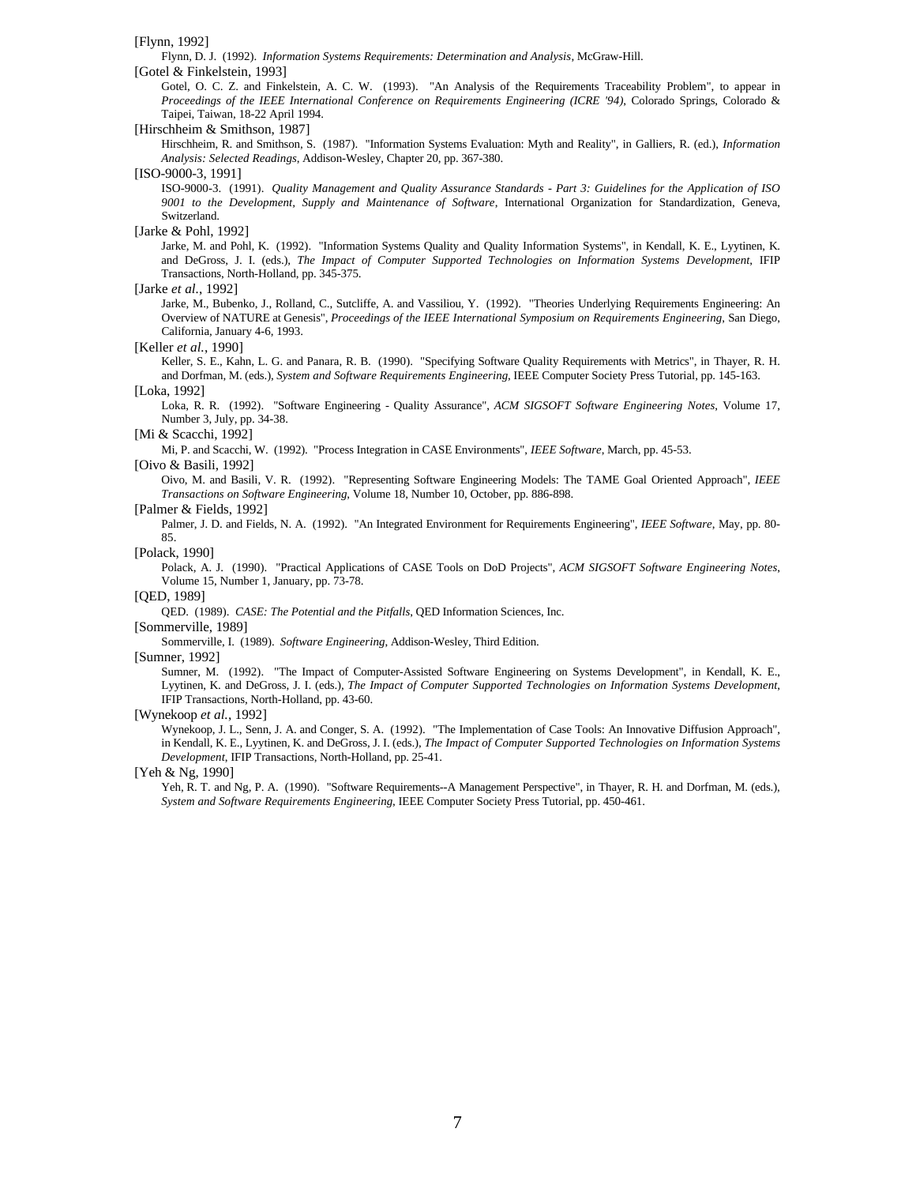[Flynn, 1992]

Flynn, D. J. (1992). *Information Systems Requirements: Determination and Analysis*, McGraw-Hill.

[Gotel & Finkelstein, 1993]

Gotel, O. C. Z. and Finkelstein, A. C. W. (1993). "An Analysis of the Requirements Traceability Problem", to appear in *Proceedings of the IEEE International Conference on Requirements Engineering (ICRE '94)*, Colorado Springs, Colorado & Taipei, Taiwan, 18-22 April 1994.

[Hirschheim & Smithson, 1987]

Hirschheim, R. and Smithson, S. (1987). "Information Systems Evaluation: Myth and Reality", in Galliers, R. (ed.), *Information Analysis: Selected Readings*, Addison-Wesley, Chapter 20, pp. 367-380.

[ISO-9000-3, 1991]

ISO-9000-3. (1991). *Quality Management and Quality Assurance Standards - Part 3: Guidelines for the Application of ISO 9001 to the Development, Supply and Maintenance of Software*, International Organization for Standardization, Geneva, Switzerland.

[Jarke & Pohl, 1992]

Jarke, M. and Pohl, K. (1992). "Information Systems Quality and Quality Information Systems", in Kendall, K. E., Lyytinen, K. and DeGross, J. I. (eds.), *The Impact of Computer Supported Technologies on Information Systems Development*, IFIP Transactions, North-Holland, pp. 345-375.

[Jarke *et al.*, 1992]

Jarke, M., Bubenko, J., Rolland, C., Sutcliffe, A. and Vassiliou, Y. (1992). "Theories Underlying Requirements Engineering: An Overview of NATURE at Genesis", *Proceedings of the IEEE International Symposium on Requirements Engineering*, San Diego, California, January 4-6, 1993.

[Keller *et al.*, 1990]

Keller, S. E., Kahn, L. G. and Panara, R. B. (1990). "Specifying Software Quality Requirements with Metrics", in Thayer, R. H. and Dorfman, M. (eds.), *System and Software Requirements Engineering*, IEEE Computer Society Press Tutorial, pp. 145-163.

[Loka, 1992]

Loka, R. R. (1992). "Software Engineering - Quality Assurance", *ACM SIGSOFT Software Engineering Notes*, Volume 17, Number 3, July, pp. 34-38.

[Mi & Scacchi, 1992]

Mi, P. and Scacchi, W. (1992). "Process Integration in CASE Environments", *IEEE Software*, March, pp. 45-53.

[Oivo & Basili, 1992]

Oivo, M. and Basili, V. R. (1992). "Representing Software Engineering Models: The TAME Goal Oriented Approach", *IEEE Transactions on Software Engineering*, Volume 18, Number 10, October, pp. 886-898.

[Palmer & Fields, 1992]

Palmer, J. D. and Fields, N. A. (1992). "An Integrated Environment for Requirements Engineering", *IEEE Software*, May, pp. 80-85.

[Polack, 1990]

Polack, A. J. (1990). "Practical Applications of CASE Tools on DoD Projects", *ACM SIGSOFT Software Engineering Notes*, Volume 15, Number 1, January, pp. 73-78.

[QED, 1989]

QED. (1989). *CASE: The Potential and the Pitfalls*, QED Information Sciences, Inc.

[Sommerville, 1989]

Sommerville, I. (1989). *Software Engineering*, Addison-Wesley, Third Edition.

[Sumner, 1992]

Sumner, M. (1992). "The Impact of Computer-Assisted Software Engineering on Systems Development", in Kendall, K. E., Lyytinen, K. and DeGross, J. I. (eds.), *The Impact of Computer Supported Technologies on Information Systems Development*, IFIP Transactions, North-Holland, pp. 43-60.

[Wynekoop *et al.*, 1992]

Wynekoop, J. L., Senn, J. A. and Conger, S. A. (1992). "The Implementation of Case Tools: An Innovative Diffusion Approach", in Kendall, K. E., Lyytinen, K. and DeGross, J. I. (eds.), *The Impact of Computer Supported Technologies on Information Systems Development*, IFIP Transactions, North-Holland, pp. 25-41.

[Yeh & Ng, 1990]

Yeh, R. T. and Ng, P. A. (1990). "Software Requirements--A Management Perspective", in Thayer, R. H. and Dorfman, M. (eds.), *System and Software Requirements Engineering*, IEEE Computer Society Press Tutorial, pp. 450-461.